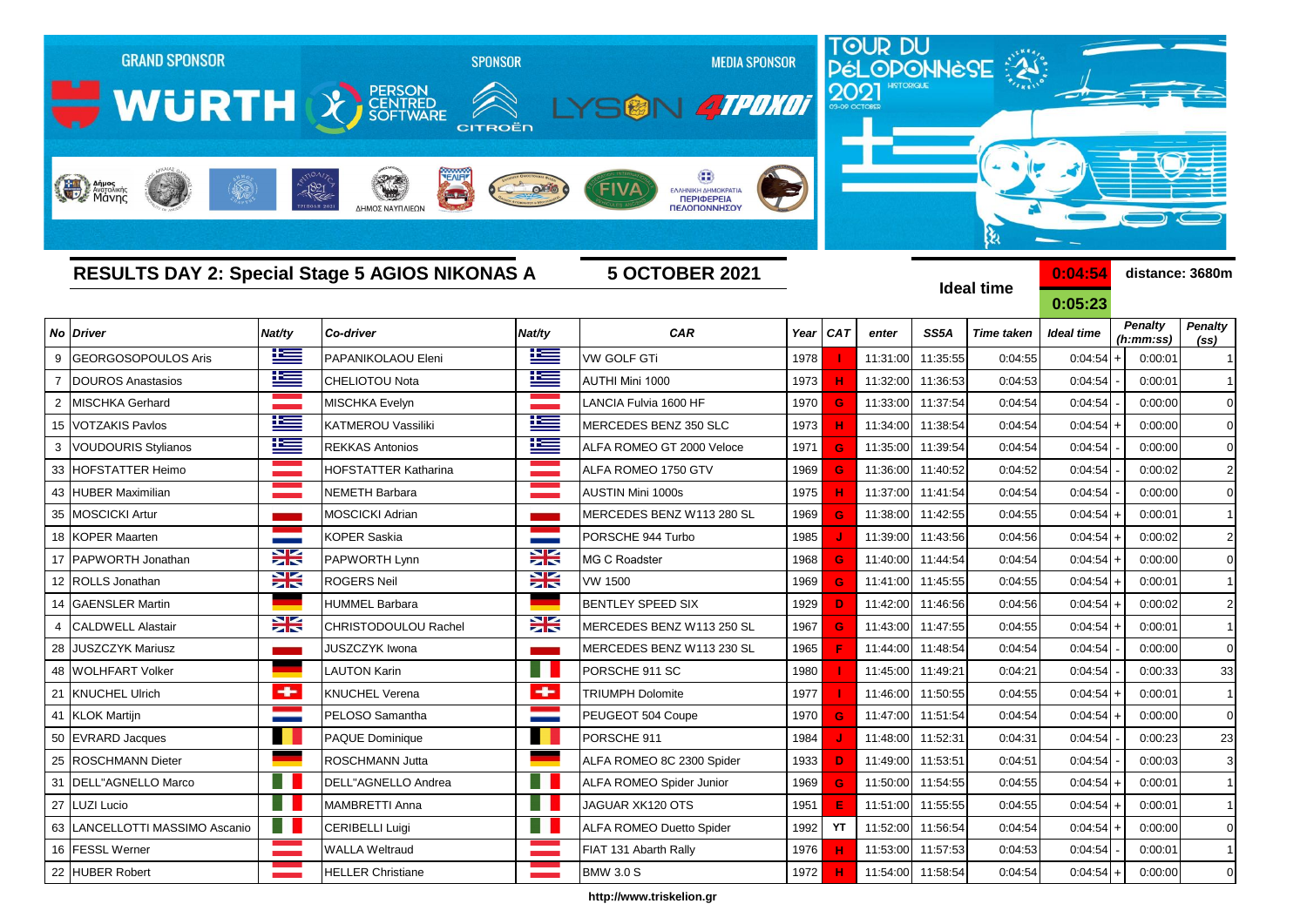GRAND SPONSOR WÜRTH · SPONSOR PERSON CENTRED SOFTWARE · CITROËN · MEDIA SPONSOR LYSON 4TPOXOI

TOUR DU PÉLOPONNÈSE 2021 HISTORIQUE 05-09 OCTOBER

## RESULTS DAY 2: Special Stage 5 AGIOS NIKONAS A

**5 OCTOBER 2021**

**Ideal time** 0:04:54 / 0:05:23

**distance: 3680m**

| No | Driver | Nat/ty | Co-driver | Nat/ty | CAR | Year | CAT | enter | SS5A | Time taken | Ideal time | | Penalty (h:mm:ss) | Penalty (ss) |
|---|---|---|---|---|---|---|---|---|---|---|---|---|---|---|
| 9 | GEORGOSOPOULOS Aris | | PAPANIKOLAOU Eleni | | VW GOLF GTi | 1978 | I | 11:31:00 | 11:35:55 | 0:04:55 | 0:04:54 | + | 0:00:01 | 1 |
| 7 | DOUROS Anastasios | | CHELIOTOU Nota | | AUTHI Mini 1000 | 1973 | H | 11:32:00 | 11:36:53 | 0:04:53 | 0:04:54 | - | 0:00:01 | 1 |
| 2 | MISCHKA Gerhard | | MISCHKA Evelyn | | LANCIA Fulvia 1600 HF | 1970 | G | 11:33:00 | 11:37:54 | 0:04:54 | 0:04:54 | - | 0:00:00 | 0 |
| 15 | VOTZAKIS Pavlos | | KATMEROU Vassiliki | | MERCEDES BENZ 350 SLC | 1973 | H | 11:34:00 | 11:38:54 | 0:04:54 | 0:04:54 | + | 0:00:00 | 0 |
| 3 | VOUDOURIS Stylianos | | REKKAS Antonios | | ALFA ROMEO GT 2000 Veloce | 1971 | G | 11:35:00 | 11:39:54 | 0:04:54 | 0:04:54 | - | 0:00:00 | 0 |
| 33 | HOFSTATTER Heimo | | HOFSTATTER Katharina | | ALFA ROMEO 1750 GTV | 1969 | G | 11:36:00 | 11:40:52 | 0:04:52 | 0:04:54 | - | 0:00:02 | 2 |
| 43 | HUBER Maximilian | | NEMETH Barbara | | AUSTIN Mini 1000s | 1975 | H | 11:37:00 | 11:41:54 | 0:04:54 | 0:04:54 | - | 0:00:00 | 0 |
| 35 | MOSCICKI Artur | | MOSCICKI Adrian | | MERCEDES BENZ W113 280 SL | 1969 | G | 11:38:00 | 11:42:55 | 0:04:55 | 0:04:54 | + | 0:00:01 | 1 |
| 18 | KOPER Maarten | | KOPER Saskia | | PORSCHE 944 Turbo | 1985 | J | 11:39:00 | 11:43:56 | 0:04:56 | 0:04:54 | + | 0:00:02 | 2 |
| 17 | PAPWORTH Jonathan | | PAPWORTH Lynn | | MG C Roadster | 1968 | G | 11:40:00 | 11:44:54 | 0:04:54 | 0:04:54 | + | 0:00:00 | 0 |
| 12 | ROLLS Jonathan | | ROGERS Neil | | VW 1500 | 1969 | G | 11:41:00 | 11:45:55 | 0:04:55 | 0:04:54 | + | 0:00:01 | 1 |
| 14 | GAENSLER Martin | | HUMMEL Barbara | | BENTLEY SPEED SIX | 1929 | D | 11:42:00 | 11:46:56 | 0:04:56 | 0:04:54 | + | 0:00:02 | 2 |
| 4 | CALDWELL Alastair | | CHRISTODOULOU Rachel | | MERCEDES BENZ W113 250 SL | 1967 | G | 11:43:00 | 11:47:55 | 0:04:55 | 0:04:54 | + | 0:00:01 | 1 |
| 28 | JUSZCZYK Mariusz | | JUSZCZYK Iwona | | MERCEDES BENZ W113 230 SL | 1965 | F | 11:44:00 | 11:48:54 | 0:04:54 | 0:04:54 | - | 0:00:00 | 0 |
| 48 | WOLHFART Volker | | LAUTON Karin | | PORSCHE 911 SC | 1980 | I | 11:45:00 | 11:49:21 | 0:04:21 | 0:04:54 | - | 0:00:33 | 33 |
| 21 | KNUCHEL Ulrich | | KNUCHEL Verena | | TRIUMPH Dolomite | 1977 | I | 11:46:00 | 11:50:55 | 0:04:55 | 0:04:54 | + | 0:00:01 | 1 |
| 41 | KLOK Martijn | | PELOSO Samantha | | PEUGEOT 504 Coupe | 1970 | G | 11:47:00 | 11:51:54 | 0:04:54 | 0:04:54 | + | 0:00:00 | 0 |
| 50 | EVRARD Jacques | | PAQUE Dominique | | PORSCHE 911 | 1984 | J | 11:48:00 | 11:52:31 | 0:04:31 | 0:04:54 | - | 0:00:23 | 23 |
| 25 | ROSCHMANN Dieter | | ROSCHMANN Jutta | | ALFA ROMEO 8C 2300 Spider | 1933 | D | 11:49:00 | 11:53:51 | 0:04:51 | 0:04:54 | - | 0:00:03 | 3 |
| 31 | DELL"AGNELLO Marco | | DELL"AGNELLO Andrea | | ALFA ROMEO Spider Junior | 1969 | G | 11:50:00 | 11:54:55 | 0:04:55 | 0:04:54 | + | 0:00:01 | 1 |
| 27 | LUZI Lucio | | MAMBRETTI Anna | | JAGUAR XK120 OTS | 1951 | E | 11:51:00 | 11:55:55 | 0:04:55 | 0:04:54 | + | 0:00:01 | 1 |
| 63 | LANCELLOTTI MASSIMO Ascanio | | CERIBELLI Luigi | | ALFA ROMEO Duetto Spider | 1992 | YT | 11:52:00 | 11:56:54 | 0:04:54 | 0:04:54 | + | 0:00:00 | 0 |
| 16 | FESSL Werner | | WALLA Weltraud | | FIAT 131 Abarth Rally | 1976 | H | 11:53:00 | 11:57:53 | 0:04:53 | 0:04:54 | - | 0:00:01 | 1 |
| 22 | HUBER Robert | | HELLER Christiane | | BMW 3.0 S | 1972 | H | 11:54:00 | 11:58:54 | 0:04:54 | 0:04:54 | + | 0:00:00 | 0 |

http://www.triskelion.gr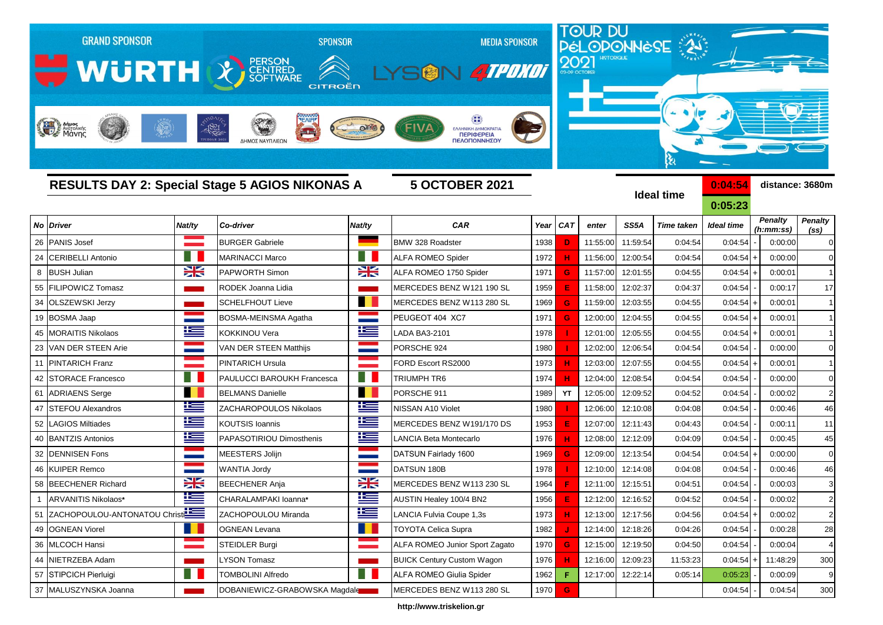GRAND SPONSOR WÜRTH | SPONSOR PERSON CENTRED SOFTWARE, CITROËN | MEDIA SPONSOR LYSON 4TPOXOI

TOUR DU PÉLOPONNÈSE 2021 HISTORIQUE 05-09 OCTOBER

## RESULTS DAY 2: Special Stage 5 AGIOS NIKONAS A

**5 OCTOBER 2021**

**Ideal time** 0:04:54 / 0:05:23

**distance: 3680m**

| No | Driver | Nat/ty | Co-driver | Nat/ty | CAR | Year | CAT | enter | SS5A | Time taken | Ideal time | | Penalty (h:mm:ss) | Penalty (ss) |
|---|---|---|---|---|---|---|---|---|---|---|---|---|---|---|
| 26 | PANIS Josef | | BURGER Gabriele | | BMW 328 Roadster | 1938 | D | 11:55:00 | 11:59:54 | 0:04:54 | 0:04:54 | - | 0:00:00 | 0 |
| 24 | CERIBELLI Antonio | | MARINACCI Marco | | ALFA ROMEO Spider | 1972 | H | 11:56:00 | 12:00:54 | 0:04:54 | 0:04:54 | + | 0:00:00 | 0 |
| 8 | BUSH Julian | | PAPWORTH Simon | | ALFA ROMEO 1750 Spider | 1971 | G | 11:57:00 | 12:01:55 | 0:04:55 | 0:04:54 | + | 0:00:01 | 1 |
| 55 | FILIPOWICZ Tomasz | | RODEK Joanna Lidia | | MERCEDES BENZ W121 190 SL | 1959 | E | 11:58:00 | 12:02:37 | 0:04:37 | 0:04:54 | - | 0:00:17 | 17 |
| 34 | OLSZEWSKI Jerzy | | SCHELFHOUT Lieve | | MERCEDES BENZ W113 280 SL | 1969 | G | 11:59:00 | 12:03:55 | 0:04:55 | 0:04:54 | + | 0:00:01 | 1 |
| 19 | BOSMA Jaap | | BOSMA-MEINSMA Agatha | | PEUGEOT 404 XC7 | 1971 | G | 12:00:00 | 12:04:55 | 0:04:55 | 0:04:54 | + | 0:00:01 | 1 |
| 45 | MORAITIS Nikolaos | | KOKKINOU Vera | | LADA BA3-2101 | 1978 | I | 12:01:00 | 12:05:55 | 0:04:55 | 0:04:54 | + | 0:00:01 | 1 |
| 23 | VAN DER STEEN Arie | | VAN DER STEEN Matthijs | | PORSCHE 924 | 1980 | I | 12:02:00 | 12:06:54 | 0:04:54 | 0:04:54 | - | 0:00:00 | 0 |
| 11 | PINTARICH Franz | | PINTARICH Ursula | | FORD Escort RS2000 | 1973 | H | 12:03:00 | 12:07:55 | 0:04:55 | 0:04:54 | + | 0:00:01 | 1 |
| 42 | STORACE Francesco | | PAULUCCI BAROUKH Francesca | | TRIUMPH TR6 | 1974 | H | 12:04:00 | 12:08:54 | 0:04:54 | 0:04:54 | - | 0:00:00 | 0 |
| 61 | ADRIAENS Serge | | BELMANS Danielle | | PORSCHE 911 | 1989 | YT | 12:05:00 | 12:09:52 | 0:04:52 | 0:04:54 | - | 0:00:02 | 2 |
| 47 | STEFOU Alexandros | | ZACHAROPOULOS Nikolaos | | NISSAN A10 Violet | 1980 | I | 12:06:00 | 12:10:08 | 0:04:08 | 0:04:54 | - | 0:00:46 | 46 |
| 52 | LAGIOS Miltiades | | KOUTSIS Ioannis | | MERCEDES BENZ W191/170 DS | 1953 | E | 12:07:00 | 12:11:43 | 0:04:43 | 0:04:54 | - | 0:00:11 | 11 |
| 40 | BANTZIS Antonios | | PAPASOTIRIOU Dimosthenis | | LANCIA Beta Montecarlo | 1976 | H | 12:08:00 | 12:12:09 | 0:04:09 | 0:04:54 | - | 0:00:45 | 45 |
| 32 | DENNISEN Fons | | MEESTERS Jolijn | | DATSUN Fairlady 1600 | 1969 | G | 12:09:00 | 12:13:54 | 0:04:54 | 0:04:54 | + | 0:00:00 | 0 |
| 46 | KUIPER Remco | | WANTIA Jordy | | DATSUN 180B | 1978 | I | 12:10:00 | 12:14:08 | 0:04:08 | 0:04:54 | - | 0:00:46 | 46 |
| 58 | BEECHENER Richard | | BEECHENER Anja | | MERCEDES BENZ W113 230 SL | 1964 | F | 12:11:00 | 12:15:51 | 0:04:51 | 0:04:54 | - | 0:00:03 | 3 |
| 1 | ARVANITIS Nikolaos* | | CHARALAMPAKI Ioanna* | | AUSTIN Healey 100/4 BN2 | 1956 | E | 12:12:00 | 12:16:52 | 0:04:52 | 0:04:54 | - | 0:00:02 | 2 |
| 51 | ZACHOPOULOU-ANTONATOU Christi | | ZACHOPOULOU Miranda | | LANCIA Fulvia Coupe 1,3s | 1973 | H | 12:13:00 | 12:17:56 | 0:04:56 | 0:04:54 | + | 0:00:02 | 2 |
| 49 | OGNEAN Viorel | | OGNEAN Levana | | TOYOTA Celica Supra | 1982 | J | 12:14:00 | 12:18:26 | 0:04:26 | 0:04:54 | - | 0:00:28 | 28 |
| 36 | MLCOCH Hansi | | STEIDLER Burgi | | ALFA ROMEO Junior Sport Zagato | 1970 | G | 12:15:00 | 12:19:50 | 0:04:50 | 0:04:54 | - | 0:00:04 | 4 |
| 44 | NIETRZEBA Adam | | LYSON Tomasz | | BUICK Century Custom Wagon | 1976 | H | 12:16:00 | 12:09:23 | 11:53:23 | 0:04:54 | + | 11:48:29 | 300 |
| 57 | STIPCICH Pierluigi | | TOMBOLINI Alfredo | | ALFA ROMEO Giulia Spider | 1962 | F | 12:17:00 | 12:22:14 | 0:05:14 | 0:05:23 | - | 0:00:09 | 9 |
| 37 | MALUSZYNSKA Joanna | | DOBANIEWICZ-GRABOWSKA Magdale | | MERCEDES BENZ W113 280 SL | 1970 | G | | | | 0:04:54 | - | 0:04:54 | 300 |

http://www.triskelion.gr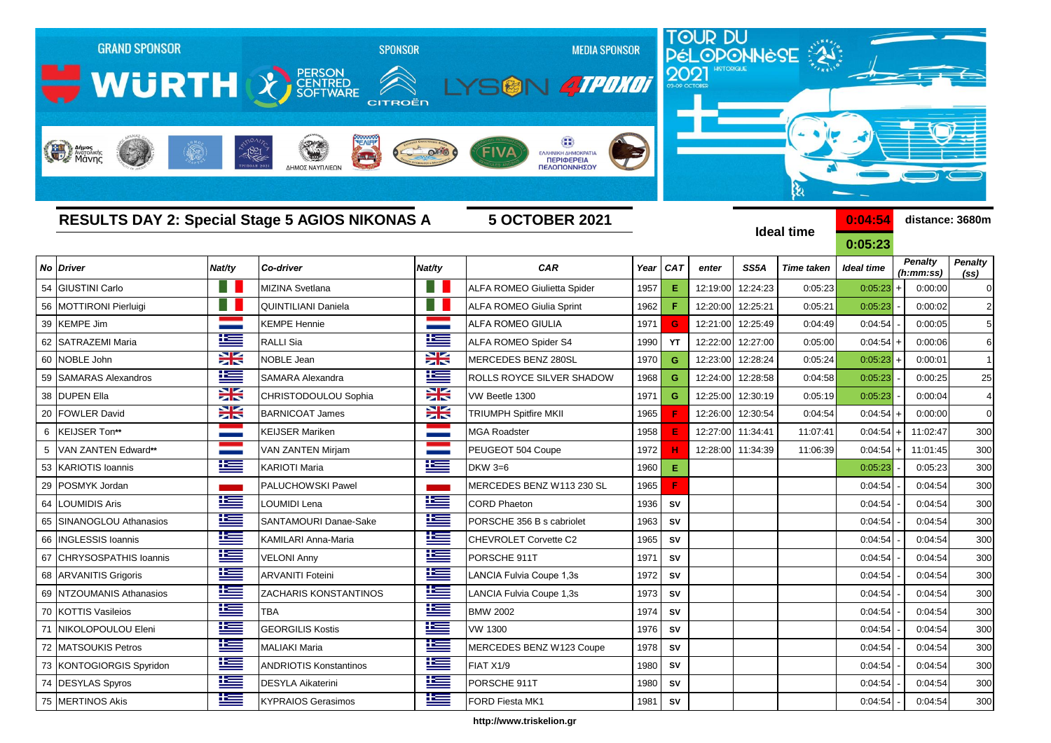GRAND SPONSOR WÜRTH · PERSON CENTRED SOFTWARE · SPONSOR CITROËN · MEDIA SPONSOR LYSON 4TPOXOI

TOUR DU PÉLOPONNÈSE 2021 HISTORIQUE 03-09 OCTOBER

## RESULTS DAY 2: Special Stage 5 AGIOS NIKONAS A

**5 OCTOBER 2021**

**Ideal time** 0:04:54 / 0:05:23 — **distance: 3680m**

| No | Driver | Nat/ty | Co-driver | Nat/ty | CAR | Year | CAT | enter | SS5A | Time taken | Ideal time | | Penalty (h:mm:ss) | Penalty (ss) |
|---|---|---|---|---|---|---|---|---|---|---|---|---|---|---|
| 54 | GIUSTINI Carlo | | MIZINA Svetlana | | ALFA ROMEO Giulietta Spider | 1957 | E | 12:19:00 | 12:24:23 | 0:05:23 | 0:05:23 | + | 0:00:00 | 0 |
| 56 | MOTTIRONI Pierluigi | | QUINTILIANI Daniela | | ALFA ROMEO Giulia Sprint | 1962 | F | 12:20:00 | 12:25:21 | 0:05:21 | 0:05:23 | - | 0:00:02 | 2 |
| 39 | KEMPE Jim | | KEMPE Hennie | | ALFA ROMEO GIULIA | 1971 | G | 12:21:00 | 12:25:49 | 0:04:49 | 0:04:54 | - | 0:00:05 | 5 |
| 62 | SATRAZEMI Maria | | RALLI Sia | | ALFA ROMEO Spider S4 | 1990 | YT | 12:22:00 | 12:27:00 | 0:05:00 | 0:04:54 | + | 0:00:06 | 6 |
| 60 | NOBLE John | | NOBLE Jean | | MERCEDES BENZ 280SL | 1970 | G | 12:23:00 | 12:28:24 | 0:05:24 | 0:05:23 | + | 0:00:01 | 1 |
| 59 | SAMARAS Alexandros | | SAMARA Alexandra | | ROLLS ROYCE SILVER SHADOW | 1968 | G | 12:24:00 | 12:28:58 | 0:04:58 | 0:05:23 | - | 0:00:25 | 25 |
| 38 | DUPEN Ella | | CHRISTODOULOU Sophia | | VW Beetle 1300 | 1971 | G | 12:25:00 | 12:30:19 | 0:05:19 | 0:05:23 | - | 0:00:04 | 4 |
| 20 | FOWLER David | | BARNICOAT James | | TRIUMPH Spitfire MKII | 1965 | F | 12:26:00 | 12:30:54 | 0:04:54 | 0:04:54 | + | 0:00:00 | 0 |
| 6 | KEIJSER Ton** | | KEIJSER Mariken | | MGA Roadster | 1958 | E | 12:27:00 | 11:34:41 | 11:07:41 | 0:04:54 | + | 11:02:47 | 300 |
| 5 | VAN ZANTEN Edward** | | VAN ZANTEN Mirjam | | PEUGEOT 504 Coupe | 1972 | H | 12:28:00 | 11:34:39 | 11:06:39 | 0:04:54 | + | 11:01:45 | 300 |
| 53 | KARIOTIS Ioannis | | KARIOTI Maria | | DKW 3=6 | 1960 | E | | | | 0:05:23 | - | 0:05:23 | 300 |
| 29 | POSMYK Jordan | | PALUCHOWSKI Pawel | | MERCEDES BENZ W113 230 SL | 1965 | F | | | | 0:04:54 | - | 0:04:54 | 300 |
| 64 | LOUMIDIS Aris | | LOUMIDI Lena | | CORD Phaeton | 1936 | SV | | | | 0:04:54 | - | 0:04:54 | 300 |
| 65 | SINANOGLOU Athanasios | | SANTAMOURI Danae-Sake | | PORSCHE 356 B s cabriolet | 1963 | SV | | | | 0:04:54 | - | 0:04:54 | 300 |
| 66 | INGLESSIS Ioannis | | KAMILARI Anna-Maria | | CHEVROLET Corvette C2 | 1965 | SV | | | | 0:04:54 | - | 0:04:54 | 300 |
| 67 | CHRYSOSPATHIS Ioannis | | VELONI Anny | | PORSCHE 911T | 1971 | SV | | | | 0:04:54 | - | 0:04:54 | 300 |
| 68 | ARVANITIS Grigoris | | ARVANITI Foteini | | LANCIA Fulvia Coupe 1,3s | 1972 | SV | | | | 0:04:54 | - | 0:04:54 | 300 |
| 69 | NTZOUMANIS Athanasios | | ZACHARIS KONSTANTINOS | | LANCIA Fulvia Coupe 1,3s | 1973 | SV | | | | 0:04:54 | - | 0:04:54 | 300 |
| 70 | KOTTIS Vasileios | | TBA | | BMW 2002 | 1974 | SV | | | | 0:04:54 | - | 0:04:54 | 300 |
| 71 | NIKOLOPOULOU Eleni | | GEORGILIS Kostis | | VW 1300 | 1976 | SV | | | | 0:04:54 | - | 0:04:54 | 300 |
| 72 | MATSOUKIS Petros | | MALIAKI Maria | | MERCEDES BENZ W123 Coupe | 1978 | SV | | | | 0:04:54 | - | 0:04:54 | 300 |
| 73 | KONTOGIORGIS Spyridon | | ANDRIOTIS Konstantinos | | FIAT X1/9 | 1980 | SV | | | | 0:04:54 | - | 0:04:54 | 300 |
| 74 | DESYLAS Spyros | | DESYLA Aikaterini | | PORSCHE 911T | 1980 | SV | | | | 0:04:54 | - | 0:04:54 | 300 |
| 75 | MERTINOS Akis | | KYPRAIOS Gerasimos | | FORD Fiesta MK1 | 1981 | SV | | | | 0:04:54 | - | 0:04:54 | 300 |

http://www.triskelion.gr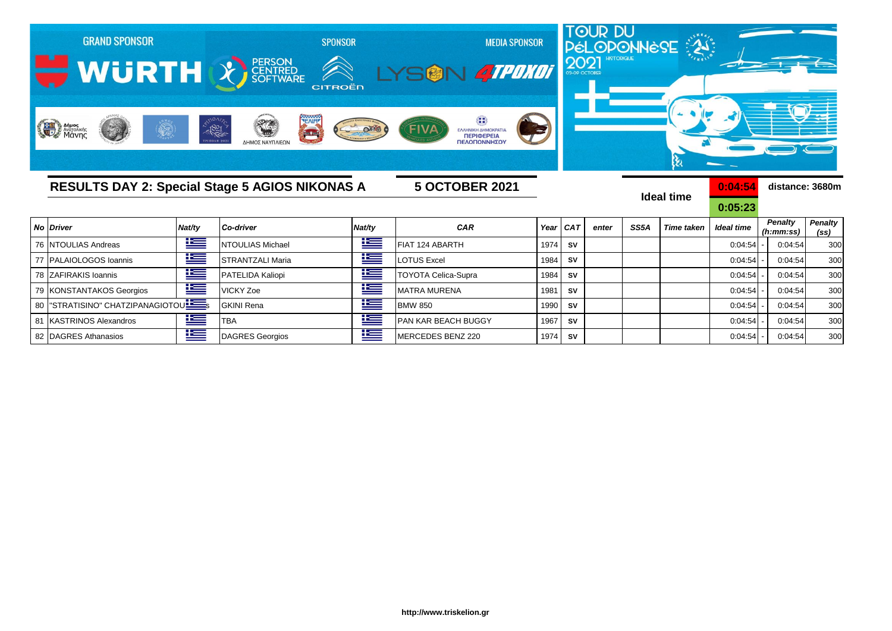GRAND SPONSOR SPONSOR MEDIA SPONSOR

WÜRTH PERSON CENTRED SOFTWARE CITROËN LYSON 4TPOXOI

TOUR DU PéLOPONNèSE 2021 HISTORIQUE 03-09 OCTOBER

## RESULTS DAY 2: Special Stage 5 AGIOS NIKONAS A

**5 OCTOBER 2021**

**Ideal time** 0:04:54 / 0:05:23

**distance: 3680m**

| No | Driver | Nat/ty | Co-driver | Nat/ty | CAR | Year | CAT | enter | SS5A | Time taken | Ideal time | | Penalty (h:mm:ss) | Penalty (ss) |
|---|---|---|---|---|---|---|---|---|---|---|---|---|---|---|
| 76 | NTOULIAS Andreas | GR | NTOULIAS Michael | GR | FIAT 124 ABARTH | 1974 | SV | | | | 0:04:54 | - | 0:04:54 | 300 |
| 77 | PALAIOLOGOS Ioannis | GR | STRANTZALI Maria | GR | LOTUS Excel | 1984 | SV | | | | 0:04:54 | - | 0:04:54 | 300 |
| 78 | ZAFIRAKIS Ioannis | GR | PATELIDA Kaliopi | GR | TOYOTA Celica-Supra | 1984 | SV | | | | 0:04:54 | - | 0:04:54 | 300 |
| 79 | KONSTANTAKOS Georgios | GR | VICKY Zoe | GR | MATRA MURENA | 1981 | SV | | | | 0:04:54 | - | 0:04:54 | 300 |
| 80 | "STRATISINO" CHATZIPANAGIOTOUs | GR | GKINI Rena | GR | BMW 850 | 1990 | SV | | | | 0:04:54 | - | 0:04:54 | 300 |
| 81 | KASTRINOS Alexandros | GR | TBA | GR | PAN KAR BEACH BUGGY | 1967 | SV | | | | 0:04:54 | - | 0:04:54 | 300 |
| 82 | DAGRES Athanasios | GR | DAGRES Georgios | GR | MERCEDES BENZ 220 | 1974 | SV | | | | 0:04:54 | - | 0:04:54 | 300 |

http://www.triskelion.gr